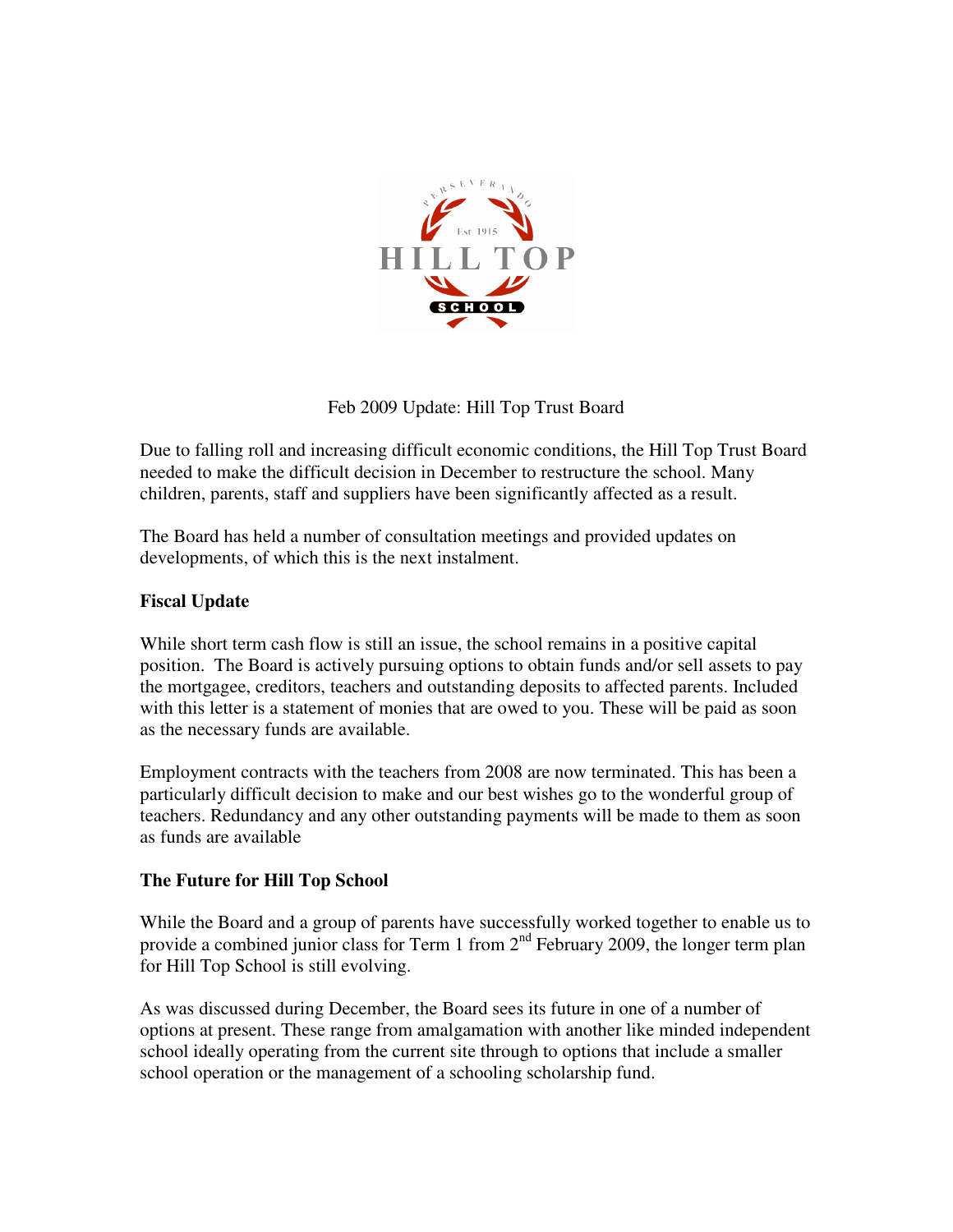Feb 2009 Update: Hill Top Trust Board

Due to falling roll and increasing difficult economic conditions, the Hill Top Trust Board needed to make the difficult decision in December to restructure the school. Many children, parents, staff and suppliers have been significantly affected as a result.

The Board has held a number of consultation meetings and provided updates on developments, of which this is the next instalment.

**Fiscal Update**

While short term cash flow is still an issue, the school remains in a positive capital position. The Board is actively pursuing options to obtain funds and/or sell assets to pay the mortgagee, creditors, teachers and outstanding deposits to affected parents. Included with this letter is a statement of monies that are owed to you. These will be paid as soon as the necessary funds are available.

Employment contracts with the teachers from 2008 are now terminated. This has been a particularly difficult decision to make and our best wishes go to the wonderful group of teachers. Redundancy and any other outstanding payments will be made to them as soon as funds are available

**The Future for Hill Top School**

While the Board and a group of parents have successfully worked together to enable us to provide a combined junior class for Term 1 from 2nd February 2009, the longer term plan for Hill Top School is still evolving.

As was discussed during December, the Board sees its future in one of a number of options at present. These range from amalgamation with another like minded independent school ideally operating from the current site through to options that include a smaller school operation or the management of a schooling scholarship fund.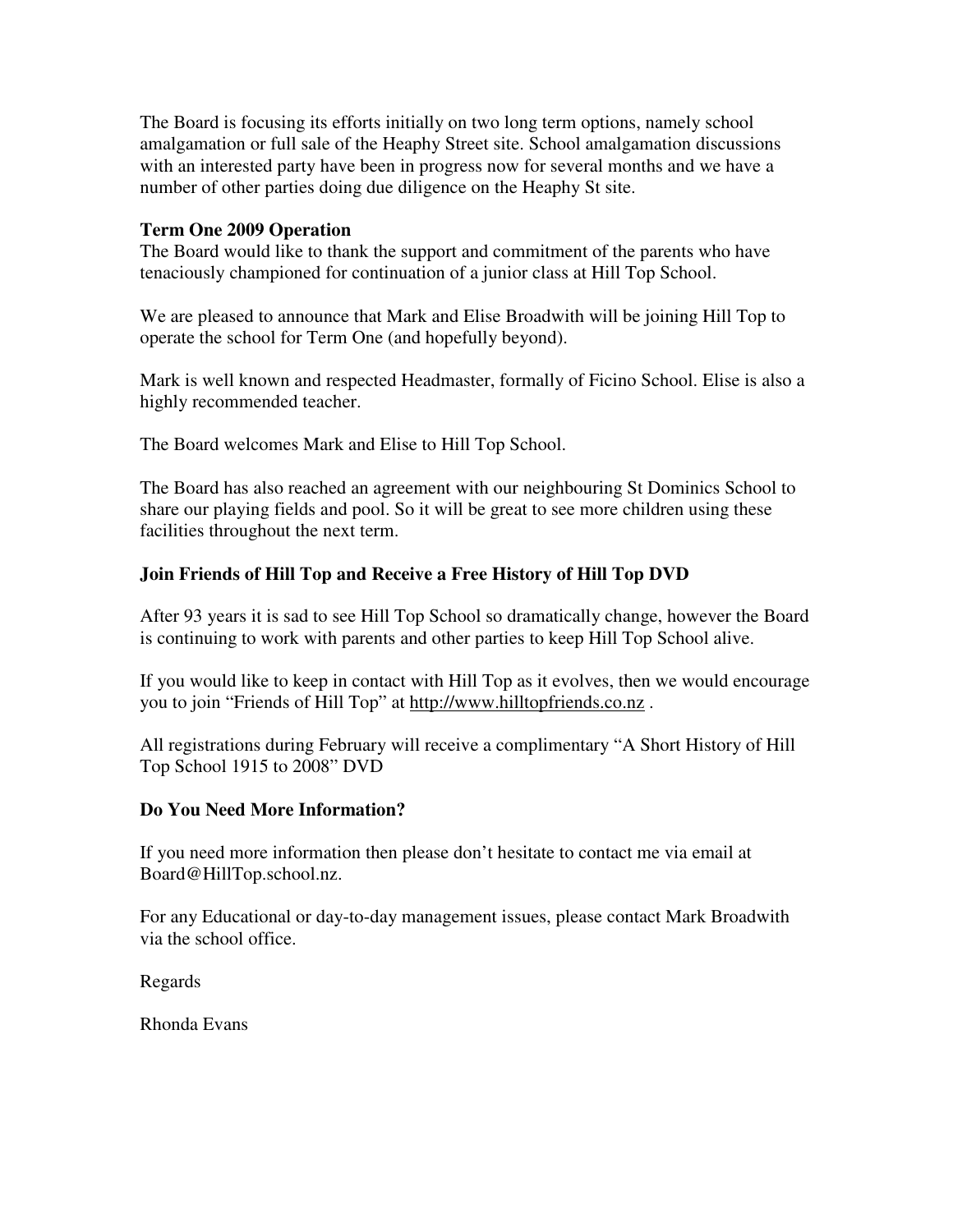The Board is focusing its efforts initially on two long term options, namely school amalgamation or full sale of the Heaphy Street site. School amalgamation discussions with an interested party have been in progress now for several months and we have a number of other parties doing due diligence on the Heaphy St site.

**Term One 2009 Operation**

The Board would like to thank the support and commitment of the parents who have tenaciously championed for continuation of a junior class at Hill Top School.

We are pleased to announce that Mark and Elise Broadwith will be joining Hill Top to operate the school for Term One (and hopefully beyond).

Mark is well known and respected Headmaster, formally of Ficino School. Elise is also a highly recommended teacher.

The Board welcomes Mark and Elise to Hill Top School.

The Board has also reached an agreement with our neighbouring St Dominics School to share our playing fields and pool. So it will be great to see more children using these facilities throughout the next term.

**Join Friends of Hill Top and Receive a Free History of Hill Top DVD**

After 93 years it is sad to see Hill Top School so dramatically change, however the Board is continuing to work with parents and other parties to keep Hill Top School alive.

If you would like to keep in contact with Hill Top as it evolves, then we would encourage you to join "Friends of Hill Top" at http://www.hilltopfriends.co.nz .

All registrations during February will receive a complimentary "A Short History of Hill Top School 1915 to 2008" DVD

**Do You Need More Information?**

If you need more information then please don't hesitate to contact me via email at Board@HillTop.school.nz.

For any Educational or day-to-day management issues, please contact Mark Broadwith via the school office.

Regards

Rhonda Evans